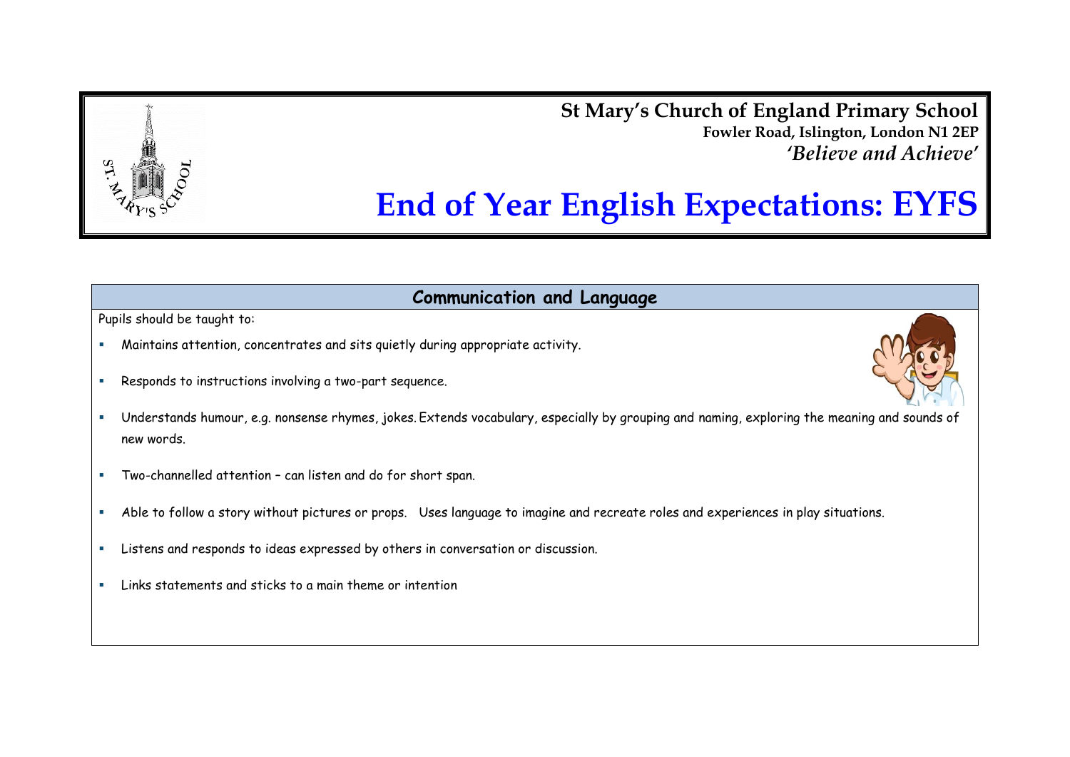**St Mary's Church of England Primary School**
**Fowler Road, Islington, London N1 2EP**
***'Believe and Achieve'***

# End of Year English Expectations: EYFS

## Communication and Language

Pupils should be taught to:

- Maintains attention, concentrates and sits quietly during appropriate activity.
- Responds to instructions involving a two-part sequence.
- Understands humour, e.g. nonsense rhymes, jokes. Extends vocabulary, especially by grouping and naming, exploring the meaning and sounds of new words.
- Two-channelled attention – can listen and do for short span.
- Able to follow a story without pictures or props.   Uses language to imagine and recreate roles and experiences in play situations.
- Listens and responds to ideas expressed by others in conversation or discussion.
- Links statements and sticks to a main theme or intention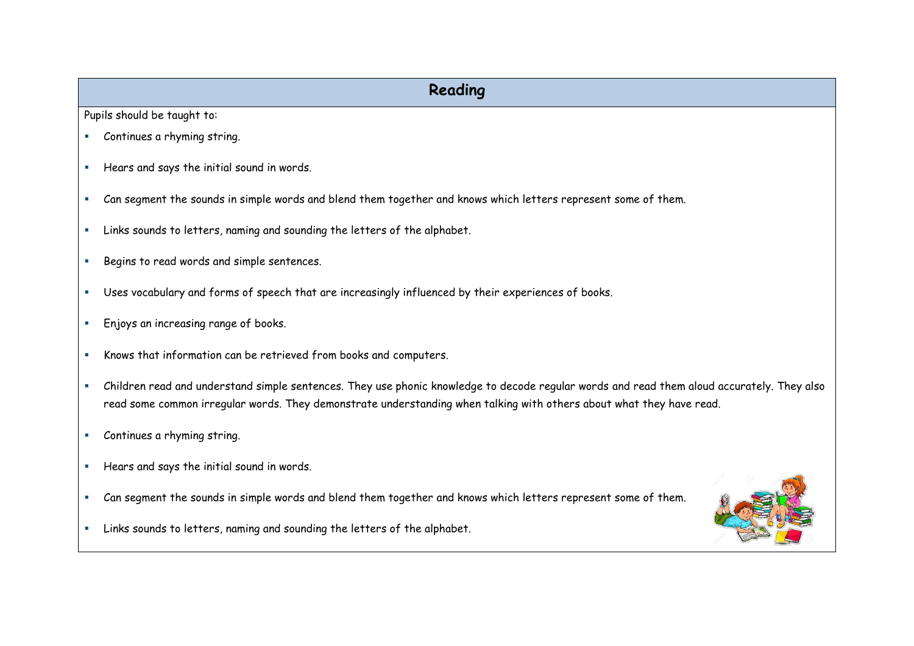## Reading

Pupils should be taught to:

- Continues a rhyming string.
- Hears and says the initial sound in words.
- Can segment the sounds in simple words and blend them together and knows which letters represent some of them.
- Links sounds to letters, naming and sounding the letters of the alphabet.
- Begins to read words and simple sentences.
- Uses vocabulary and forms of speech that are increasingly influenced by their experiences of books.
- Enjoys an increasing range of books.
- Knows that information can be retrieved from books and computers.
- Children read and understand simple sentences. They use phonic knowledge to decode regular words and read them aloud accurately. They also read some common irregular words. They demonstrate understanding when talking with others about what they have read.
- Continues a rhyming string.
- Hears and says the initial sound in words.
- Can segment the sounds in simple words and blend them together and knows which letters represent some of them.
- Links sounds to letters, naming and sounding the letters of the alphabet.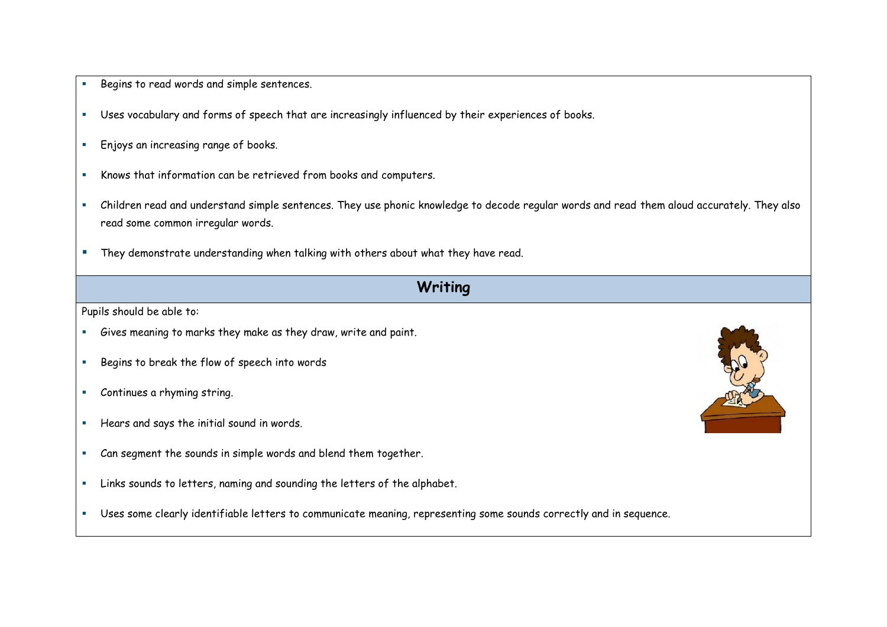- Begins to read words and simple sentences.
- Uses vocabulary and forms of speech that are increasingly influenced by their experiences of books.
- Enjoys an increasing range of books.
- Knows that information can be retrieved from books and computers.
- Children read and understand simple sentences. They use phonic knowledge to decode regular words and read them aloud accurately. They also read some common irregular words.
- They demonstrate understanding when talking with others about what they have read.

## Writing

Pupils should be able to:

- Gives meaning to marks they make as they draw, write and paint.
- Begins to break the flow of speech into words
- Continues a rhyming string.
- Hears and says the initial sound in words.
- Can segment the sounds in simple words and blend them together.
- Links sounds to letters, naming and sounding the letters of the alphabet.
- Uses some clearly identifiable letters to communicate meaning, representing some sounds correctly and in sequence.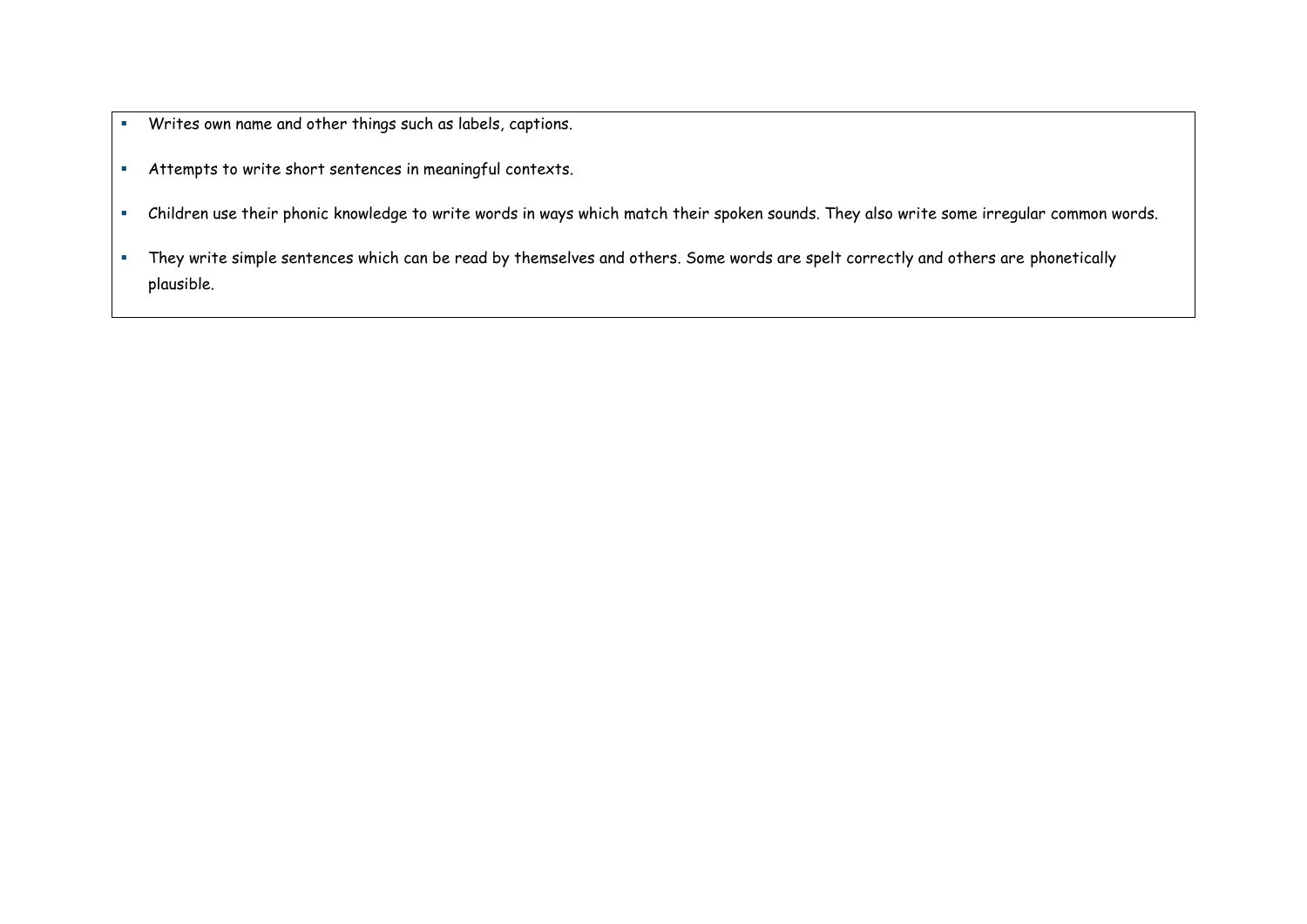- Writes own name and other things such as labels, captions.
- Attempts to write short sentences in meaningful contexts.
- Children use their phonic knowledge to write words in ways which match their spoken sounds. They also write some irregular common words.
- They write simple sentences which can be read by themselves and others. Some words are spelt correctly and others are phonetically plausible.